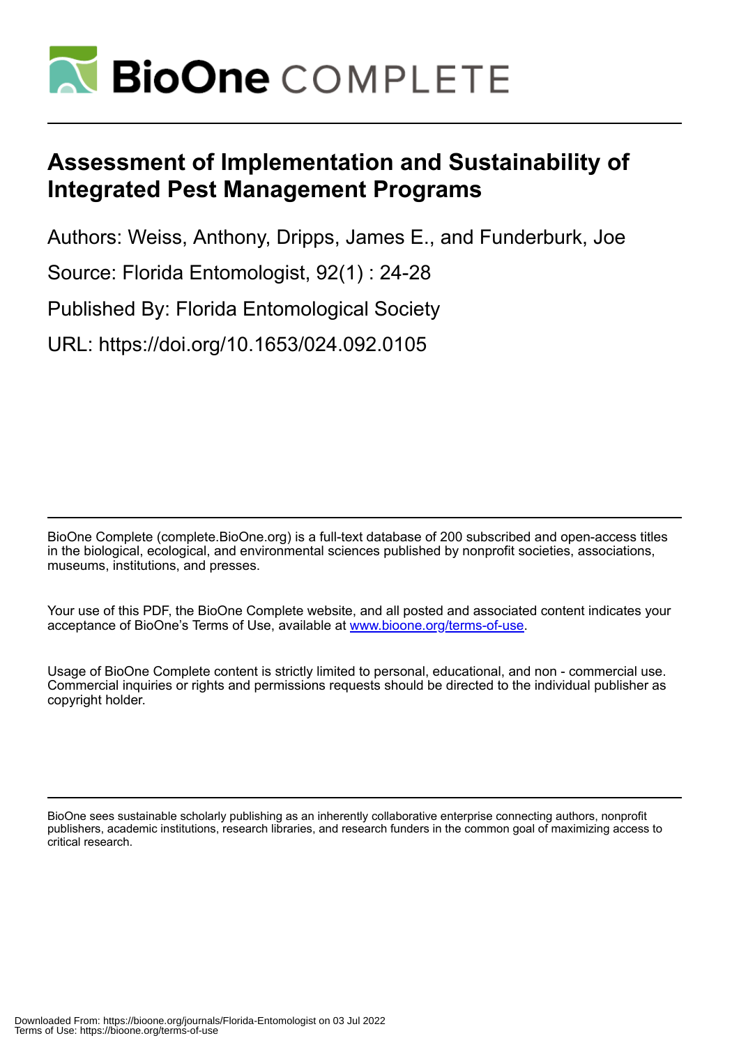# Assessment of Implementation and Sustainability of Integrated Pest Management Programs

Authors: Weiss, Anthony, Dripps, James E., and Funderburk, Joe

Source: Florida Entomologist, 92(1) : 24-28

Published By: Florida Entomological Society

URL: https://doi.org/10.1653/024.092.0105

BioOne Complete (complete.BioOne.org) is a full-text database of 200 subscribed and open-access titles in the biological, ecological, and environmental sciences published by nonprofit societies, associations, museums, institutions, and presses.

Your use of this PDF, the BioOne Complete website, and all posted and associated content indicates your acceptance of BioOne's Terms of Use, available at www.bioone.org/terms-of-use.

Usage of BioOne Complete content is strictly limited to personal, educational, and non - commercial use. Commercial inquiries or rights and permissions requests should be directed to the individual publisher as copyright holder.

BioOne sees sustainable scholarly publishing as an inherently collaborative enterprise connecting authors, nonprofit publishers, academic institutions, research libraries, and research funders in the common goal of maximizing access to critical research.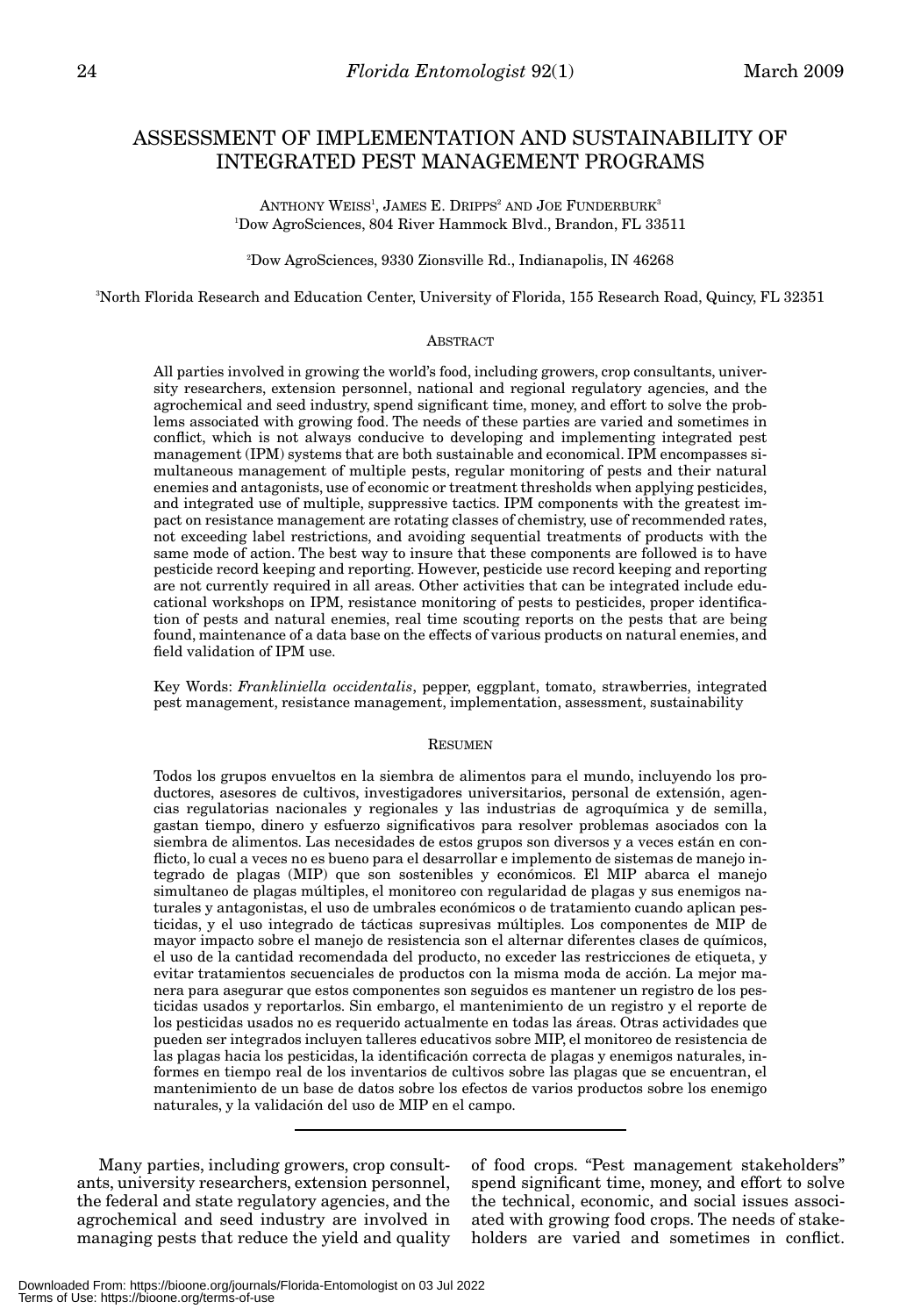# ASSESSMENT OF IMPLEMENTATION AND SUSTAINABILITY OF INTEGRATED PEST MANAGEMENT PROGRAMS

ANTHONY WEISS[1], JAMES E. DRIPPS[2] AND JOE FUNDERBURK[3]

[1]Dow AgroSciences, 804 River Hammock Blvd., Brandon, FL 33511

[2]Dow AgroSciences, 9330 Zionsville Rd., Indianapolis, IN 46268

[3]North Florida Research and Education Center, University of Florida, 155 Research Road, Quincy, FL 32351

## ABSTRACT

All parties involved in growing the world's food, including growers, crop consultants, university researchers, extension personnel, national and regional regulatory agencies, and the agrochemical and seed industry, spend significant time, money, and effort to solve the problems associated with growing food. The needs of these parties are varied and sometimes in conflict, which is not always conducive to developing and implementing integrated pest management (IPM) systems that are both sustainable and economical. IPM encompasses simultaneous management of multiple pests, regular monitoring of pests and their natural enemies and antagonists, use of economic or treatment thresholds when applying pesticides, and integrated use of multiple, suppressive tactics. IPM components with the greatest impact on resistance management are rotating classes of chemistry, use of recommended rates, not exceeding label restrictions, and avoiding sequential treatments of products with the same mode of action. The best way to insure that these components are followed is to have pesticide record keeping and reporting. However, pesticide use record keeping and reporting are not currently required in all areas. Other activities that can be integrated include educational workshops on IPM, resistance monitoring of pests to pesticides, proper identification of pests and natural enemies, real time scouting reports on the pests that are being found, maintenance of a data base on the effects of various products on natural enemies, and field validation of IPM use.

Key Words: *Frankliniella occidentalis*, pepper, eggplant, tomato, strawberries, integrated pest management, resistance management, implementation, assessment, sustainability

## RESUMEN

Todos los grupos envueltos en la siembra de alimentos para el mundo, incluyendo los productores, asesores de cultivos, investigadores universitarios, personal de extensión, agencias regulatorias nacionales y regionales y las industrias de agroquímica y de semilla, gastan tiempo, dinero y esfuerzo significativos para resolver problemas asociados con la siembra de alimentos. Las necesidades de estos grupos son diversos y a veces están en conflicto, lo cual a veces no es bueno para el desarrollar e implemento de sistemas de manejo integrado de plagas (MIP) que son sostenibles y económicos. El MIP abarca el manejo simultaneo de plagas múltiples, el monitoreo con regularidad de plagas y sus enemigos naturales y antagonistas, el uso de umbrales económicos o de tratamiento cuando aplican pesticidas, y el uso integrado de tácticas supresivas múltiples. Los componentes de MIP de mayor impacto sobre el manejo de resistencia son el alternar diferentes clases de químicos, el uso de la cantidad recomendada del producto, no exceder las restricciones de etiqueta, y evitar tratamientos sequenciales de productos con la misma moda de acción. La mejor manera para asegurar que estos componentes son seguidos es mantener un registro de los pesticidas usados y reportarlos. Sin embargo, el mantenimiento de un registro y el reporte de los pesticidas usados no es requerido actualmente en todas las áreas. Otras actividades que pueden ser integrados incluyen talleres educativos sobre MIP, el monitoreo de resistencia de las plagas hacia los pesticidas, la identificación correcta de plagas y enemigos naturales, informes en tiempo real de los inventarios de cultivos sobre las plagas que se encuentran, el mantenimiento de un base de datos sobre los efectos de varios productos sobre los enemigo naturales, y la validación del uso de MIP en el campo.

---

Many parties, including growers, crop consultants, university researchers, extension personnel, the federal and state regulatory agencies, and the agrochemical and seed industry are involved in managing pests that reduce the yield and quality of food crops. "Pest management stakeholders" spend significant time, money, and effort to solve the technical, economic, and social issues associated with growing food crops. The needs of stakeholders are varied and sometimes in conflict.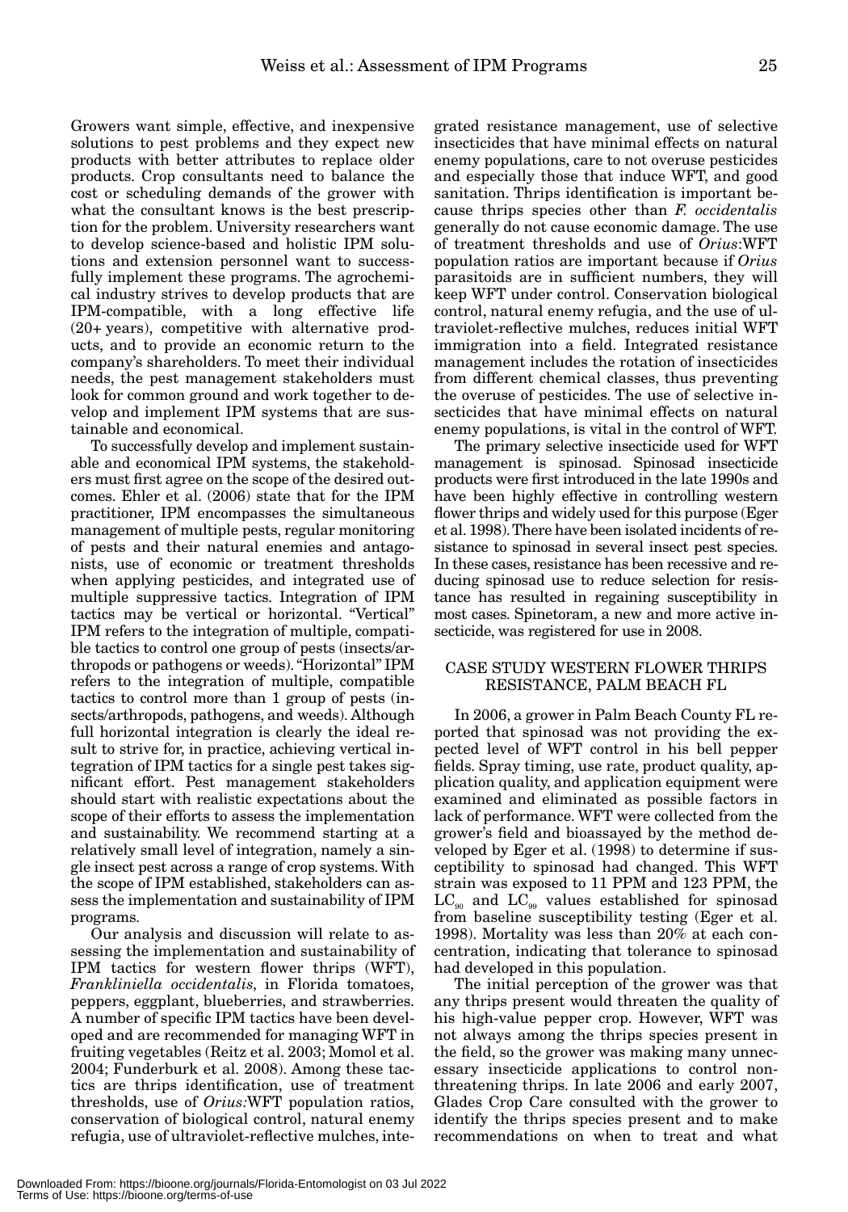Growers want simple, effective, and inexpensive solutions to pest problems and they expect new products with better attributes to replace older products. Crop consultants need to balance the cost or scheduling demands of the grower with what the consultant knows is the best prescription for the problem. University researchers want to develop science-based and holistic IPM solutions and extension personnel want to successfully implement these programs. The agrochemical industry strives to develop products that are IPM-compatible, with a long effective life (20+ years), competitive with alternative products, and to provide an economic return to the company's shareholders. To meet their individual needs, the pest management stakeholders must look for common ground and work together to develop and implement IPM systems that are sustainable and economical.

To successfully develop and implement sustainable and economical IPM systems, the stakeholders must first agree on the scope of the desired outcomes. Ehler et al. (2006) state that for the IPM practitioner, IPM encompasses the simultaneous management of multiple pests, regular monitoring of pests and their natural enemies and antagonists, use of economic or treatment thresholds when applying pesticides, and integrated use of multiple suppressive tactics. Integration of IPM tactics may be vertical or horizontal. "Vertical" IPM refers to the integration of multiple, compatible tactics to control one group of pests (insects/arthropods or pathogens or weeds). "Horizontal" IPM refers to the integration of multiple, compatible tactics to control more than 1 group of pests (insects/arthropods, pathogens, and weeds). Although full horizontal integration is clearly the ideal result to strive for, in practice, achieving vertical integration of IPM tactics for a single pest takes significant effort. Pest management stakeholders should start with realistic expectations about the scope of their efforts to assess the implementation and sustainability. We recommend starting at a relatively small level of integration, namely a single insect pest across a range of crop systems. With the scope of IPM established, stakeholders can assess the implementation and sustainability of IPM programs.

Our analysis and discussion will relate to assessing the implementation and sustainability of IPM tactics for western flower thrips (WFT), *Frankliniella occidentalis*, in Florida tomatoes, peppers, eggplant, blueberries, and strawberries. A number of specific IPM tactics have been developed and are recommended for managing WFT in fruiting vegetables (Reitz et al. 2003; Momol et al. 2004; Funderburk et al. 2008). Among these tactics are thrips identification, use of treatment thresholds, use of *Orius*:WFT population ratios, conservation of biological control, natural enemy refugia, use of ultraviolet-reflective mulches, integrated resistance management, use of selective insecticides that have minimal effects on natural enemy populations, care to not overuse pesticides and especially those that induce WFT, and good sanitation. Thrips identification is important because thrips species other than *F. occidentalis* generally do not cause economic damage. The use of treatment thresholds and use of *Orius*:WFT population ratios are important because if *Orius* parasitoids are in sufficient numbers, they will keep WFT under control. Conservation biological control, natural enemy refugia, and the use of ultraviolet-reflective mulches, reduces initial WFT immigration into a field. Integrated resistance management includes the rotation of insecticides from different chemical classes, thus preventing the overuse of pesticides. The use of selective insecticides that have minimal effects on natural enemy populations, is vital in the control of WFT.

The primary selective insecticide used for WFT management is spinosad. Spinosad insecticide products were first introduced in the late 1990s and have been highly effective in controlling western flower thrips and widely used for this purpose (Eger et al. 1998). There have been isolated incidents of resistance to spinosad in several insect pest species. In these cases, resistance has been recessive and reducing spinosad use to reduce selection for resistance has resulted in regaining susceptibility in most cases. Spinetoram, a new and more active insecticide, was registered for use in 2008.

## CASE STUDY WESTERN FLOWER THRIPS RESISTANCE, PALM BEACH FL

In 2006, a grower in Palm Beach County FL reported that spinosad was not providing the expected level of WFT control in his bell pepper fields. Spray timing, use rate, product quality, application quality, and application equipment were examined and eliminated as possible factors in lack of performance. WFT were collected from the grower's field and bioassayed by the method developed by Eger et al. (1998) to determine if susceptibility to spinosad had changed. This WFT strain was exposed to 11 PPM and 123 PPM, the $LC_{90}$ and $LC_{99}$ values established for spinosad from baseline susceptibility testing (Eger et al. 1998). Mortality was less than 20% at each concentration, indicating that tolerance to spinosad had developed in this population.

The initial perception of the grower was that any thrips present would threaten the quality of his high-value pepper crop. However, WFT was not always among the thrips species present in the field, so the grower was making many unnecessary insecticide applications to control non-threatening thrips. In late 2006 and early 2007, Glades Crop Care consulted with the grower to identify the thrips species present and to make recommendations on when to treat and what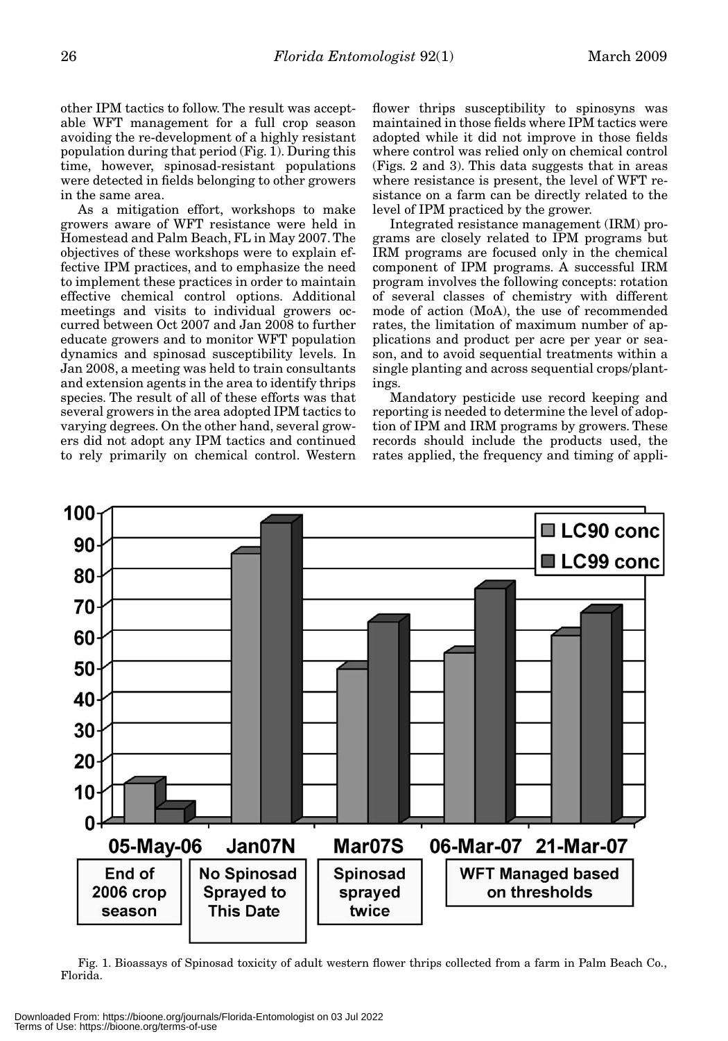other IPM tactics to follow. The result was acceptable WFT management for a full crop season avoiding the re-development of a highly resistant population during that period (Fig. 1). During this time, however, spinosad-resistant populations were detected in fields belonging to other growers in the same area.

As a mitigation effort, workshops to make growers aware of WFT resistance were held in Homestead and Palm Beach, FL in May 2007. The objectives of these workshops were to explain effective IPM practices, and to emphasize the need to implement these practices in order to maintain effective chemical control options. Additional meetings and visits to individual growers occurred between Oct 2007 and Jan 2008 to further educate growers and to monitor WFT population dynamics and spinosad susceptibility levels. In Jan 2008, a meeting was held to train consultants and extension agents in the area to identify thrips species. The result of all of these efforts was that several growers in the area adopted IPM tactics to varying degrees. On the other hand, several growers did not adopt any IPM tactics and continued to rely primarily on chemical control. Western flower thrips susceptibility to spinosyns was maintained in those fields where IPM tactics were adopted while it did not improve in those fields where control was relied only on chemical control (Figs. 2 and 3). This data suggests that in areas where resistance is present, the level of WFT resistance on a farm can be directly related to the level of IPM practiced by the grower.

Integrated resistance management (IRM) programs are closely related to IPM programs but IRM programs are focused only in the chemical component of IPM programs. A successful IRM program involves the following concepts: rotation of several classes of chemistry with different mode of action (MoA), the use of recommended rates, the limitation of maximum number of applications and product per acre per year or season, and to avoid sequential treatments within a single planting and across sequential crops/plantings.

Mandatory pesticide use record keeping and reporting is needed to determine the level of adoption of IPM and IRM programs by growers. These records should include the products used, the rates applied, the frequency and timing of appli-

Fig. 1. Bioassays of Spinosad toxicity of adult western flower thrips collected from a farm in Palm Beach Co., Florida.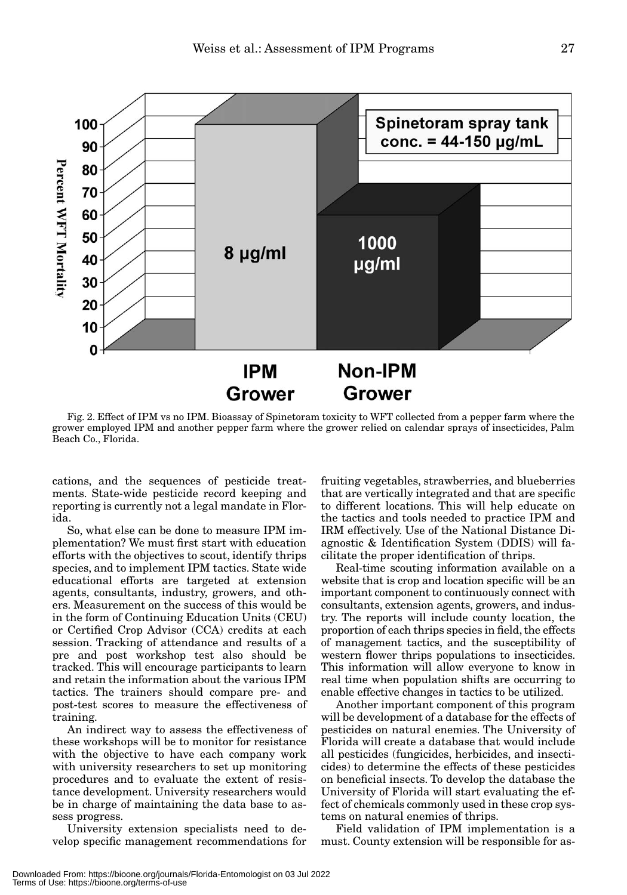Fig. 2. Effect of IPM vs no IPM. Bioassay of Spinetoram toxicity to WFT collected from a pepper farm where the grower employed IPM and another pepper farm where the grower relied on calendar sprays of insecticides, Palm Beach Co., Florida.

cations, and the sequences of pesticide treatments. State-wide pesticide record keeping and reporting is currently not a legal mandate in Florida.

So, what else can be done to measure IPM implementation? We must first start with education efforts with the objectives to scout, identify thrips species, and to implement IPM tactics. State wide educational efforts are targeted at extension agents, consultants, industry, growers, and others. Measurement on the success of this would be in the form of Continuing Education Units (CEU) or Certified Crop Advisor (CCA) credits at each session. Tracking of attendance and results of a pre and post workshop test also should be tracked. This will encourage participants to learn and retain the information about the various IPM tactics. The trainers should compare pre- and post-test scores to measure the effectiveness of training.

An indirect way to assess the effectiveness of these workshops will be to monitor for resistance with the objective to have each company work with university researchers to set up monitoring procedures and to evaluate the extent of resistance development. University researchers would be in charge of maintaining the data base to assess progress.

University extension specialists need to develop specific management recommendations for fruiting vegetables, strawberries, and blueberries that are vertically integrated and that are specific to different locations. This will help educate on the tactics and tools needed to practice IPM and IRM effectively. Use of the National Distance Diagnostic & Identification System (DDIS) will facilitate the proper identification of thrips.

Real-time scouting information available on a website that is crop and location specific will be an important component to continuously connect with consultants, extension agents, growers, and industry. The reports will include county location, the proportion of each thrips species in field, the effects of management tactics, and the susceptibility of western flower thrips populations to insecticides. This information will allow everyone to know in real time when population shifts are occurring to enable effective changes in tactics to be utilized.

Another important component of this program will be development of a database for the effects of pesticides on natural enemies. The University of Florida will create a database that would include all pesticides (fungicides, herbicides, and insecticides) to determine the effects of these pesticides on beneficial insects. To develop the database the University of Florida will start evaluating the effect of chemicals commonly used in these crop systems on natural enemies of thrips.

Field validation of IPM implementation is a must. County extension will be responsible for as-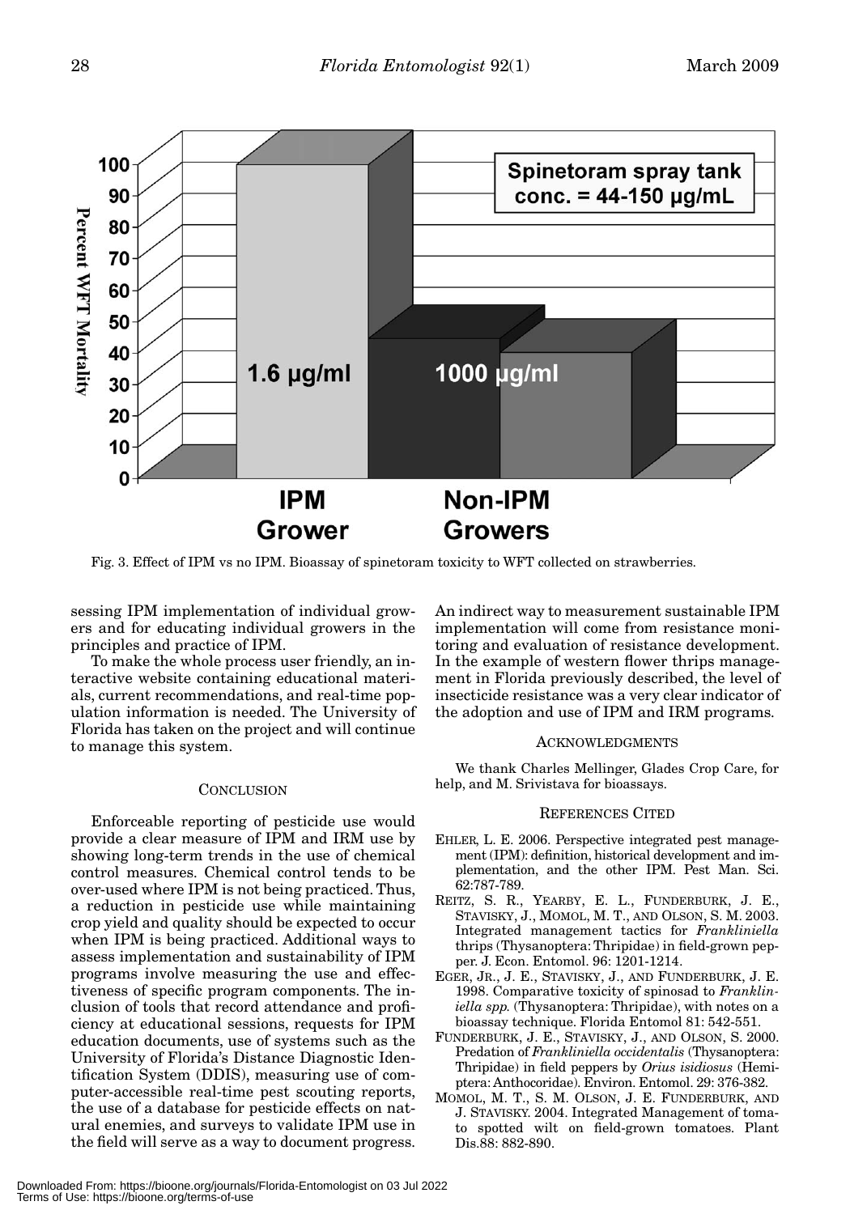100
90
80
70
60
50
40
30
20
10
0

Percent WFT Mortality

Spinetoram spray tank conc. = 44-150 µg/mL

1.6 µg/ml

1000 µg/ml

IPM Grower

Non-IPM Growers

Fig. 3. Effect of IPM vs no IPM. Bioassay of spinetoram toxicity to WFT collected on strawberries.

sessing IPM implementation of individual growers and for educating individual growers in the principles and practice of IPM.

To make the whole process user friendly, an interactive website containing educational materials, current recommendations, and real-time population information is needed. The University of Florida has taken on the project and will continue to manage this system.

## Conclusion

Enforceable reporting of pesticide use would provide a clear measure of IPM and IRM use by showing long-term trends in the use of chemical control measures. Chemical control tends to be over-used where IPM is not being practiced. Thus, a reduction in pesticide use while maintaining crop yield and quality should be expected to occur when IPM is being practiced. Additional ways to assess implementation and sustainability of IPM programs involve measuring the use and effectiveness of specific program components. The inclusion of tools that record attendance and proficiency at educational sessions, requests for IPM education documents, use of systems such as the University of Florida's Distance Diagnostic Identification System (DDIS), measuring use of computer-accessible real-time pest scouting reports, the use of a database for pesticide effects on natural enemies, and surveys to validate IPM use in the field will serve as a way to document progress. An indirect way to measurement sustainable IPM implementation will come from resistance monitoring and evaluation of resistance development. In the example of western flower thrips management in Florida previously described, the level of insecticide resistance was a very clear indicator of the adoption and use of IPM and IRM programs.

## Acknowledgments

We thank Charles Mellinger, Glades Crop Care, for help, and M. Srivistava for bioassays.

## References Cited

EHLER, L. E. 2006. Perspective integrated pest management (IPM): definition, historical development and implementation, and the other IPM. Pest Man. Sci. 62:787-789.

REITZ, S. R., YEARBY, E. L., FUNDERBURK, J. E., STAVISKY, J., MOMOL, M. T., AND OLSON, S. M. 2003. Integrated management tactics for *Frankliniella* thrips (Thysanoptera: Thripidae) in field-grown pepper. J. Econ. Entomol. 96: 1201-1214.

EGER, JR., J. E., STAVISKY, J., AND FUNDERBURK, J. E. 1998. Comparative toxicity of spinosad to *Frankliniella spp.* (Thysanoptera: Thripidae), with notes on a bioassay technique. Florida Entomol 81: 542-551.

FUNDERBURK, J. E., STAVISKY, J., AND OLSON, S. 2000. Predation of *Frankliniella occidentalis* (Thysanoptera: Thripidae) in field peppers by *Orius isidiosus* (Hemiptera: Anthocoridae). Environ. Entomol. 29: 376-382.

MOMOL, M. T., S. M. OLSON, J. E. FUNDERBURK, AND J. STAVISKY. 2004. Integrated Management of tomato spotted wilt on field-grown tomatoes. Plant Dis.88: 882-890.